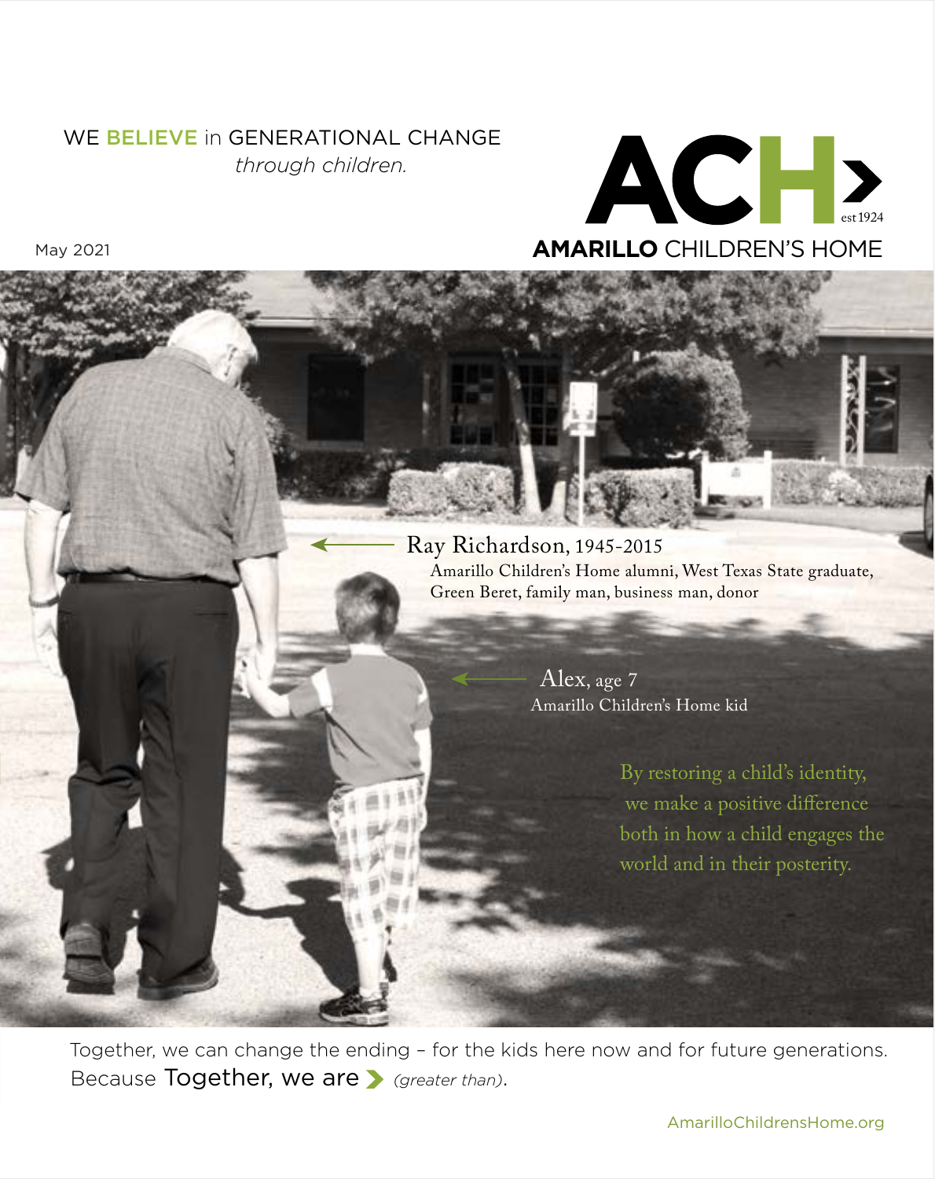WE **BELIEVE** in GENERATIONAL CHANGE
*through children.*

# ACH›

est 1924

**AMARILLO** CHILDREN'S HOME

May 2021

**Ray Richardson**, 1945-2015
Amarillo Children's Home alumni, West Texas State graduate, Green Beret, family man, business man, donor

**Alex**, age 7
Amarillo Children's Home kid

By restoring a child's identity, we make a positive difference both in how a child engages the world and in their posterity.

Together, we can change the ending – for the kids here now and for future generations. Because Together, we are › *(greater than)*.

AmarilloChildrensHome.org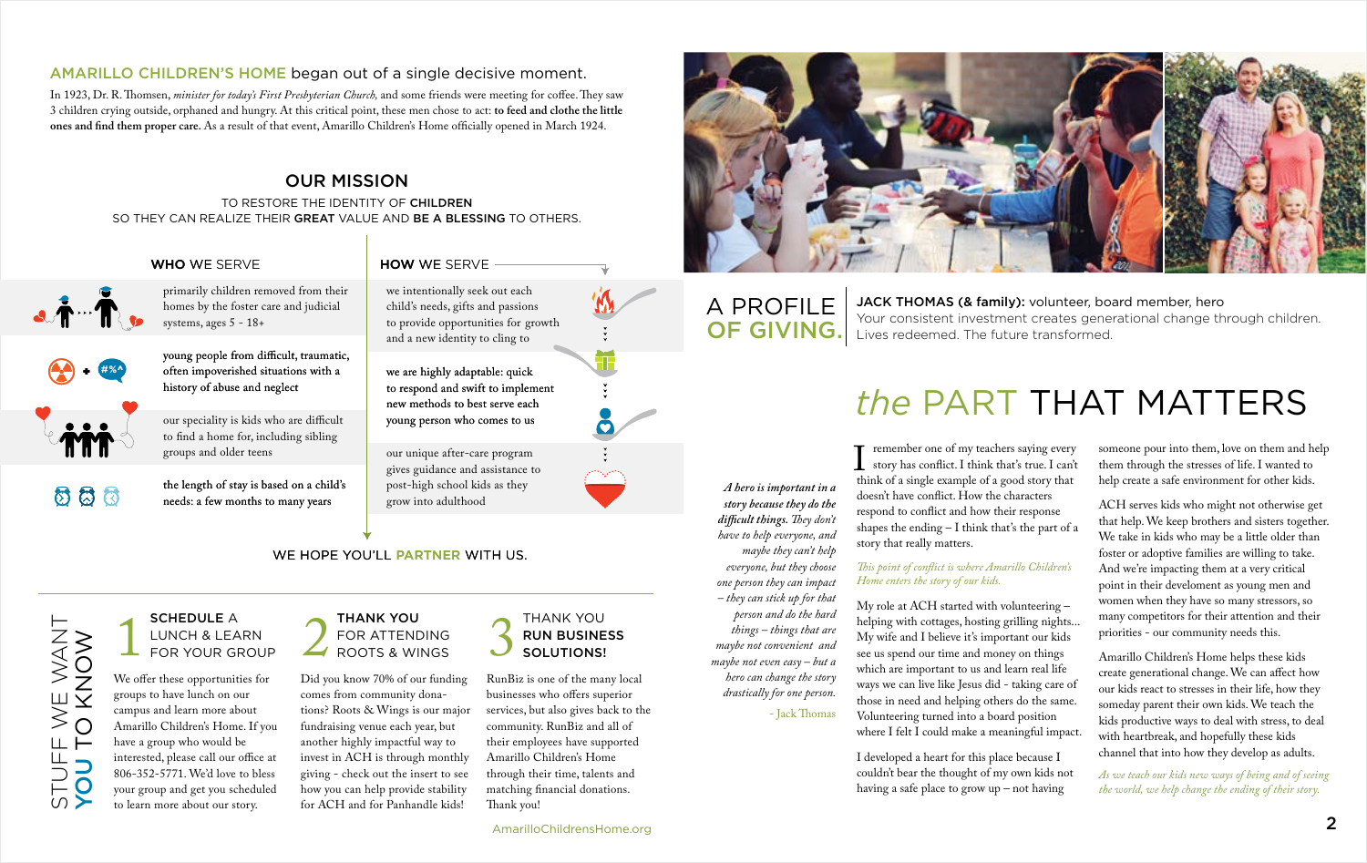## AMARILLO CHILDREN'S HOME began out of a single decisive moment.

In 1923, Dr. R. Thomsen, *minister for today's First Presbyterian Church,* and some friends were meeting for coffee. They saw 3 children crying outside, orphaned and hungry. At this critical point, these men chose to act: **to feed and clothe the little ones and find them proper care.** As a result of that event, Amarillo Children's Home officially opened in March 1924.

## OUR MISSION

TO RESTORE THE IDENTITY OF **CHILDREN** SO THEY CAN REALIZE THEIR **GREAT** VALUE AND **BE A BLESSING** TO OTHERS.

### WHO WE SERVE

- primarily children removed from their homes by the foster care and judicial systems, ages 5 - 18+
- **young people from difficult, traumatic, often impoverished situations with a history of abuse and neglect**
- our speciality is kids who are difficult to find a home for, including sibling groups and older teens
- **the length of stay is based on a child's needs: a few months to many years**

### HOW WE SERVE

- we intentionally seek out each child's needs, gifts and passions to provide opportunities for growth and a new identity to cling to
- **we are highly adaptable: quick to respond and swift to implement new methods to best serve each young person who comes to us**
- our unique after-care program gives guidance and assistance to post-high school kids as they grow into adulthood

WE HOPE YOU'LL **PARTNER** WITH US.

## STUFF WE WANT **YOU TO KNOW**

### 1 SCHEDULE A LUNCH & LEARN FOR YOUR GROUP

We offer these opportunities for groups to have lunch on our campus and learn more about Amarillo Children's Home. If you have a group who would be interested, please call our office at 806-352-5771. We'd love to bless your group and get you scheduled to learn more about our story.

### 2 THANK YOU FOR ATTENDING ROOTS & WINGS

Did you know 70% of our funding comes from community donations? Roots & Wings is our major fundraising venue each year, but another highly impactful way to invest in ACH is through monthly giving - check out the insert to see how you can help provide stability for ACH and for Panhandle kids!

### 3 THANK YOU RUN BUSINESS SOLUTIONS!

RunBiz is one of the many local businesses who offers superior services, but also gives back to the community. RunBiz and all of their employees have supported Amarillo Children's Home through their time, talents and matching financial donations. Thank you!

AmarilloChildrensHome.org

## A PROFILE OF GIVING.

**JACK THOMAS (& family):** volunteer, board member, hero
Your consistent investment creates generational change through children. Lives redeemed. The future transformed.

# *the* PART THAT MATTERS

> ***A hero is important in a story because they do the difficult things.** They don't have to help everyone, and maybe they can't help everyone, but they choose one person they can impact – they can stick up for that person and do the hard things – things that are maybe not convenient and maybe not even easy – but a hero can change the story drastically for one person.*
>
> \- Jack Thomas

I remember one of my teachers saying every story has conflict. I think that's true. I can't think of a single example of a good story that doesn't have conflict. How the characters respond to conflict and how their response shapes the ending – I think that's the part of a story that really matters.

*This point of conflict is where Amarillo Children's Home enters the story of our kids.*

My role at ACH started with volunteering – helping with cottages, hosting grilling nights... My wife and I believe it's important our kids see us spend our time and money on things which are important to us and learn real life ways we can live like Jesus did - taking care of those in need and helping others do the same. Volunteering turned into a board position where I felt I could make a meaningful impact.

I developed a heart for this place because I couldn't bear the thought of my own kids not having a safe place to grow up – not having someone pour into them, love on them and help them through the stresses of life. I wanted to help create a safe environment for other kids.

ACH serves kids who might not otherwise get that help. We keep brothers and sisters together. We take in kids who may be a little older than foster or adoptive families are willing to take. And we're impacting them at a very critical point in their develoment as young men and women when they have so many stressors, so many competitors for their attention and their priorities - our community needs this.

Amarillo Children's Home helps these kids create generational change. We can affect how our kids react to stresses in their life, how they someday parent their own kids. We teach the kids productive ways to deal with stress, to deal with heartbreak, and hopefully these kids channel that into how they develop as adults.

*As we teach our kids new ways of being and of seeing the world, we help change the ending of their story.*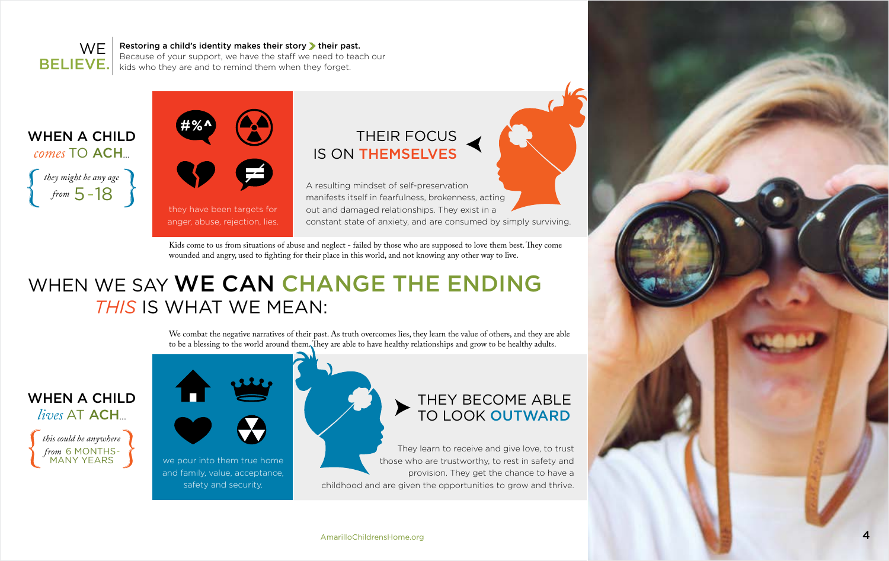## WE BELIEVE.

**Restoring a child's identity makes their story > their past.**
Because of your support, we have the staff we need to teach our kids who they are and to remind them when they forget.

### WHEN A CHILD *comes* TO **ACH**...

{ *they might be any age from* 5 - 18 }

#%^

they have been targets for anger, abuse, rejection, lies.

### THEIR FOCUS IS ON **THEMSELVES**

A resulting mindset of self-preservation manifests itself in fearfulness, brokenness, acting out and damaged relationships. They exist in a constant state of anxiety, and are consumed by simply surviving.

Kids come to us from situations of abuse and neglect - failed by those who are supposed to love them best. They come wounded and angry, used to fighting for their place in this world, and not knowing any other way to live.

## WHEN WE SAY **WE CAN CHANGE THE ENDING** *THIS* IS WHAT WE MEAN:

We combat the negative narratives of their past. As truth overcomes lies, they learn the value of others, and they are able to be a blessing to the world around them. They are able to have healthy relationships and grow to be healthy adults.

### WHEN A CHILD *lives* AT **ACH**...

{ *this could be anywhere from* 6 MONTHS-MANY YEARS }

we pour into them true home and family, value, acceptance, safety and security.

### THEY BECOME ABLE TO LOOK **OUTWARD**

They learn to receive and give love, to trust those who are trustworthy, to rest in safety and provision. They get the chance to have a childhood and are given the opportunities to grow and thrive.

AmarilloChildrensHome.org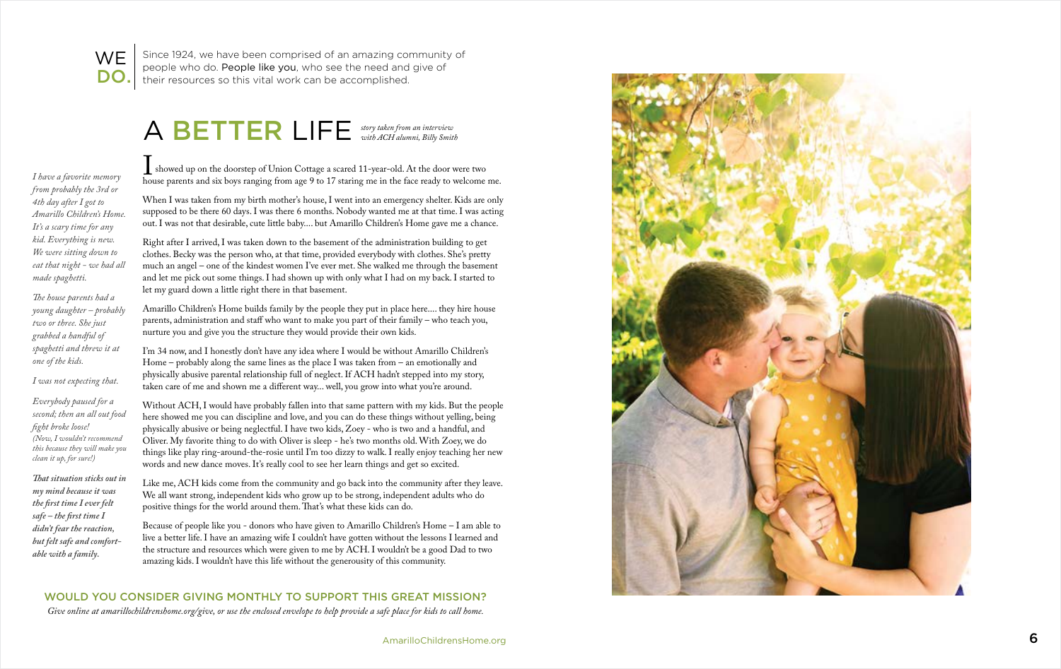**WE DO.** Since 1924, we have been comprised of an amazing community of people who do. **People like you**, who see the need and give of their resources so this vital work can be accomplished.

# A BETTER LIFE

*story taken from an interview with ACH alumni, Billy Smith*

I showed up on the doorstep of Union Cottage a scared 11-year-old. At the door were two house parents and six boys ranging from age 9 to 17 staring me in the face ready to welcome me.

When I was taken from my birth mother's house, I went into an emergency shelter. Kids are only supposed to be there 60 days. I was there 6 months. Nobody wanted me at that time. I was acting out. I was not that desirable, cute little baby.... but Amarillo Children's Home gave me a chance.

Right after I arrived, I was taken down to the basement of the administration building to get clothes. Becky was the person who, at that time, provided everybody with clothes. She's pretty much an angel – one of the kindest women I've ever met. She walked me through the basement and let me pick out some things. I had shown up with only what I had on my back. I started to let my guard down a little right there in that basement.

Amarillo Children's Home builds family by the people they put in place here.... they hire house parents, administration and staff who want to make you part of their family – who teach you, nurture you and give you the structure they would provide their own kids.

I'm 34 now, and I honestly don't have any idea where I would be without Amarillo Children's Home – probably along the same lines as the place I was taken from – an emotionally and physically abusive parental relationship full of neglect. If ACH hadn't stepped into my story, taken care of me and shown me a different way... well, you grow into what you're around.

Without ACH, I would have probably fallen into that same pattern with my kids. But the people here showed me you can discipline and love, and you can do these things without yelling, being physically abusive or being neglectful. I have two kids, Zoey - who is two and a handful, and Oliver. My favorite thing to do with Oliver is sleep - he's two months old. With Zoey, we do things like play ring-around-the-rosie until I'm too dizzy to walk. I really enjoy teaching her new words and new dance moves. It's really cool to see her learn things and get so excited.

Like me, ACH kids come from the community and go back into the community after they leave. We all want strong, independent kids who grow up to be strong, independent adults who do positive things for the world around them. That's what these kids can do.

Because of people like you - donors who have given to Amarillo Children's Home – I am able to live a better life. I have an amazing wife I couldn't have gotten without the lessons I learned and the structure and resources which were given to me by ACH. I wouldn't be a good Dad to two amazing kids. I wouldn't have this life without the generosity of this community.

*I have a favorite memory from probably the 3rd or 4th day after I got to Amarillo Children's Home. It's a scary time for any kid. Everything is new. We were sitting down to eat that night - we had all made spaghetti.*

*The house parents had a young daughter – probably two or three. She just grabbed a handful of spaghetti and threw it at one of the kids.*

*I was not expecting that.*

*Everybody paused for a second; then an all out food fight broke loose! (Now, I wouldn't recommend this because they will make you clean it up, for sure!)*

***That situation sticks out in my mind because it was the first time I ever felt safe – the first time I didn't fear the reaction, but felt safe and comfortable with a family.***

## WOULD YOU CONSIDER GIVING MONTHLY TO SUPPORT THIS GREAT MISSION?

*Give online at amarillochildrenshome.org/give, or use the enclosed envelope to help provide a safe place for kids to call home.*

AmarilloChildrensHome.org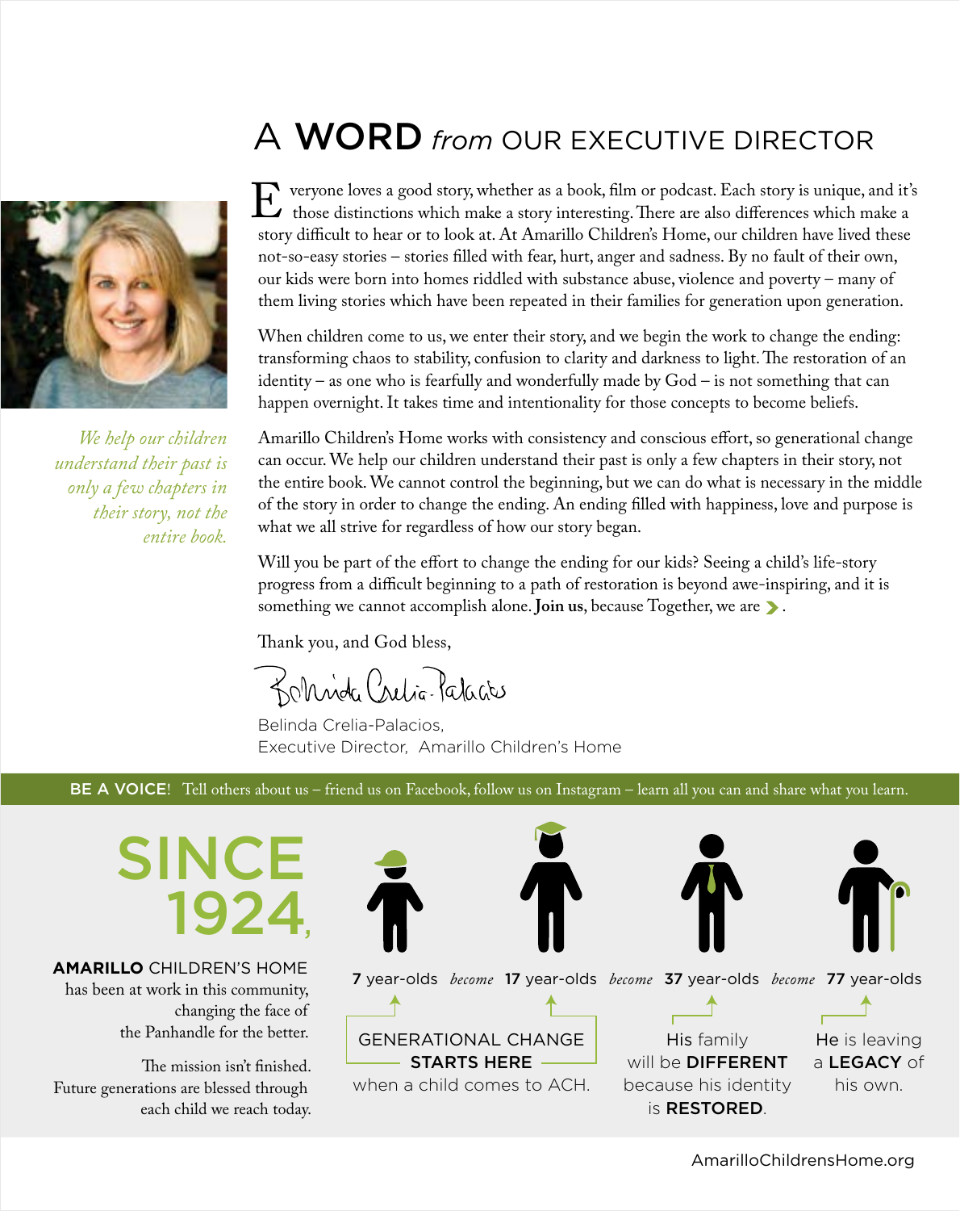# A WORD *from* OUR EXECUTIVE DIRECTOR

*We help our children understand their past is only a few chapters in their story, not the entire book.*

Everyone loves a good story, whether as a book, film or podcast. Each story is unique, and it's those distinctions which make a story interesting. There are also differences which make a story difficult to hear or to look at. At Amarillo Children's Home, our children have lived these not-so-easy stories – stories filled with fear, hurt, anger and sadness. By no fault of their own, our kids were born into homes riddled with substance abuse, violence and poverty – many of them living stories which have been repeated in their families for generation upon generation.

When children come to us, we enter their story, and we begin the work to change the ending: transforming chaos to stability, confusion to clarity and darkness to light. The restoration of an identity – as one who is fearfully and wonderfully made by God – is not something that can happen overnight. It takes time and intentionality for those concepts to become beliefs.

Amarillo Children's Home works with consistency and conscious effort, so generational change can occur. We help our children understand their past is only a few chapters in their story, not the entire book. We cannot control the beginning, but we can do what is necessary in the middle of the story in order to change the ending. An ending filled with happiness, love and purpose is what we all strive for regardless of how our story began.

Will you be part of the effort to change the ending for our kids? Seeing a child's life-story progress from a difficult beginning to a path of restoration is beyond awe-inspiring, and it is something we cannot accomplish alone. **Join us**, because Together, we are ›.

Thank you, and God bless,

Belinda Crelia-Palacios,
Executive Director, Amarillo Children's Home

**BE A VOICE!** Tell others about us – friend us on Facebook, follow us on Instagram – learn all you can and share what you learn.

## SINCE 1924,

**AMARILLO** CHILDREN'S HOME has been at work in this community, changing the face of the Panhandle for the better.

The mission isn't finished. Future generations are blessed through each child we reach today.

**7** year-olds *become* **17** year-olds *become* **37** year-olds *become* **77** year-olds

GENERATIONAL CHANGE **STARTS HERE** when a child comes to ACH.

His family will be **DIFFERENT** because his identity is **RESTORED**.

He is leaving a **LEGACY** of his own.

AmarilloChildrensHome.org